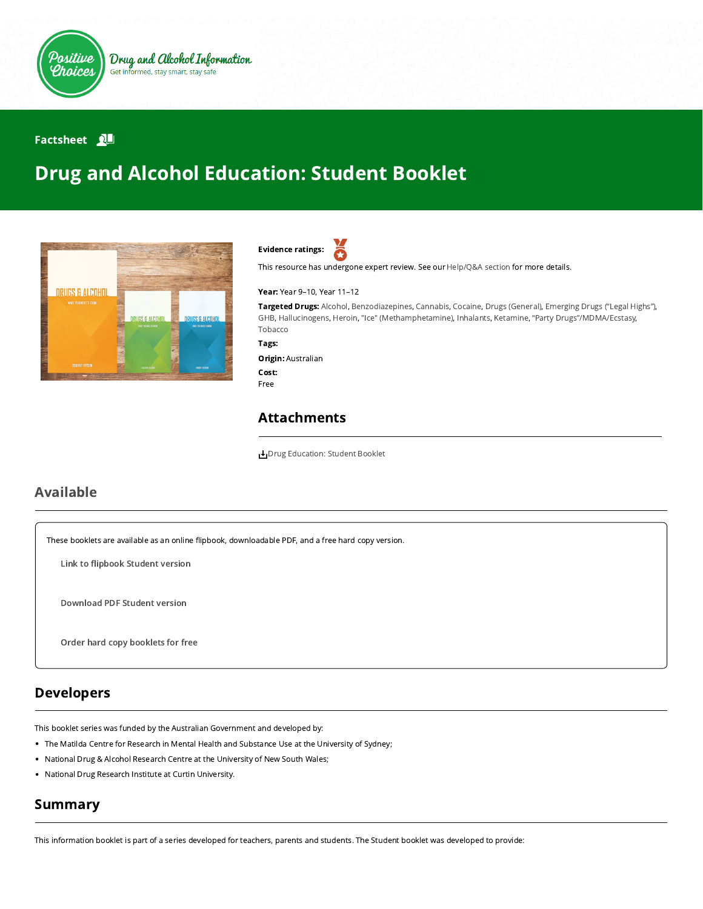Positive Choices

Drug and Alcohol Information
Get informed, stay smart, stay safe

Factsheet

# Drug and Alcohol Education: Student Booklet

**Evidence ratings:**

This resource has undergone expert review. See our Help/Q&A section for more details.

**Year:** Year 9–10, Year 11–12

**Targeted Drugs:** Alcohol, Benzodiazepines, Cannabis, Cocaine, Drugs (General), Emerging Drugs ("Legal Highs"), GHB, Hallucinogens, Heroin, "Ice" (Methamphetamine), Inhalants, Ketamine, "Party Drugs"/MDMA/Ecstasy, Tobacco

**Tags:**

**Origin:** Australian

**Cost:**
Free

## Attachments

Drug Education: Student Booklet

## Available

These booklets are available as an online flipbook, downloadable PDF, and a free hard copy version.

Link to flipbook Student version

Download PDF Student version

Order hard copy booklets for free

## Developers

This booklet series was funded by the Australian Government and developed by:

- The Matilda Centre for Research in Mental Health and Substance Use at the University of Sydney;
- National Drug & Alcohol Research Centre at the University of New South Wales;
- National Drug Research Institute at Curtin University.

## Summary

This information booklet is part of a series developed for teachers, parents and students. The Student booklet was developed to provide: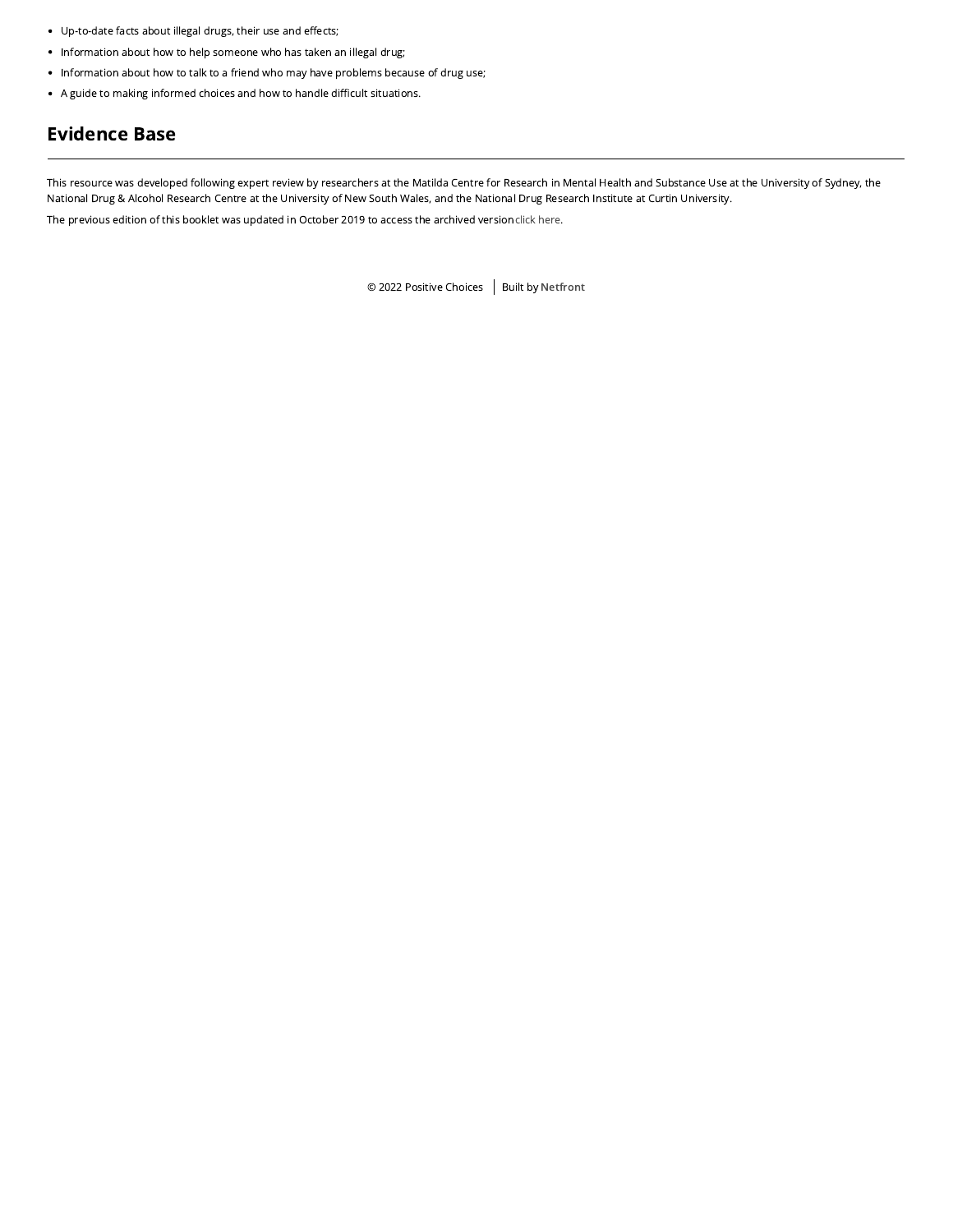- Up-to-date facts about illegal drugs, their use and effects;
- Information about how to help someone who has taken an illegal drug;
- Information about how to talk to a friend who may have problems because of drug use;
- A guide to making informed choices and how to handle difficult situations.

## Evidence Base

This resource was developed following expert review by researchers at the Matilda Centre for Research in Mental Health and Substance Use at the University of Sydney, the National Drug & Alcohol Research Centre at the University of New South Wales, and the National Drug Research Institute at Curtin University.

The previous edition of this booklet was updated in October 2019 to access the archived version click here.

© 2022 Positive Choices | Built by **Netfront**